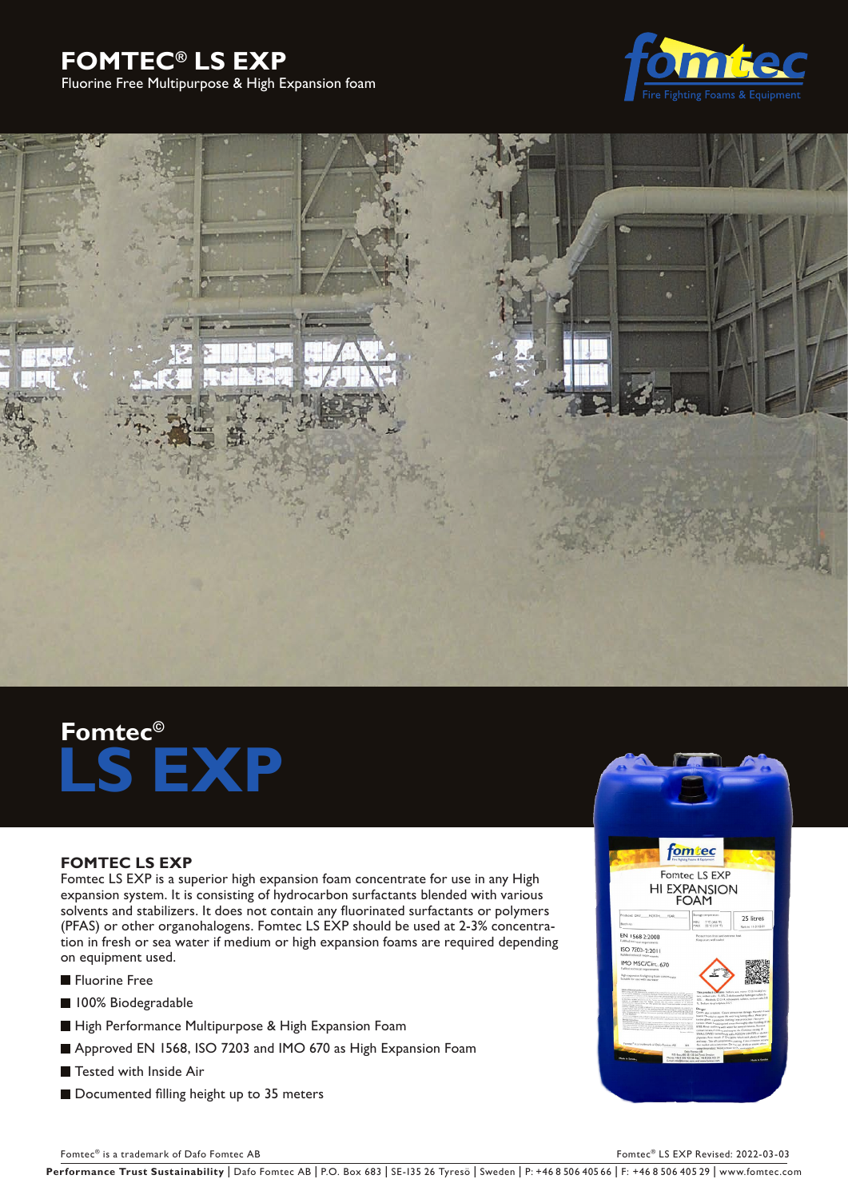# FOMTEC® LS EXP

Fluorine Free Multipurpose & High Expansion foam

## Fomtec©
# LS EXP

### FOMTEC LS EXP

Fomtec LS EXP is a superior high expansion foam concentrate for use in any High expansion system. It is consisting of hydrocarbon surfactants blended with various solvents and stabilizers. It does not contain any fluorinated surfactants or polymers (PFAS) or other organohalogens. Fomtec LS EXP should be used at 2-3% concentration in fresh or sea water if medium or high expansion foams are required depending on equipment used.

- Fluorine Free
- 100% Biodegradable
- High Performance Multipurpose & High Expansion Foam
- Approved EN 1568, ISO 7203 and IMO 670 as High Expansion Foam
- Tested with Inside Air
- Documented filling height up to 35 meters

Fomtec® is a trademark of Dafo Fomtec AB

Fomtec® LS EXP Revised: 2022-03-03

**Performance Trust Sustainability** | Dafo Fomtec AB | P.O. Box 683 | SE-135 26 Tyresö | Sweden | P: +46 8 506 405 66 | F: +46 8 506 405 29 | www.fomtec.com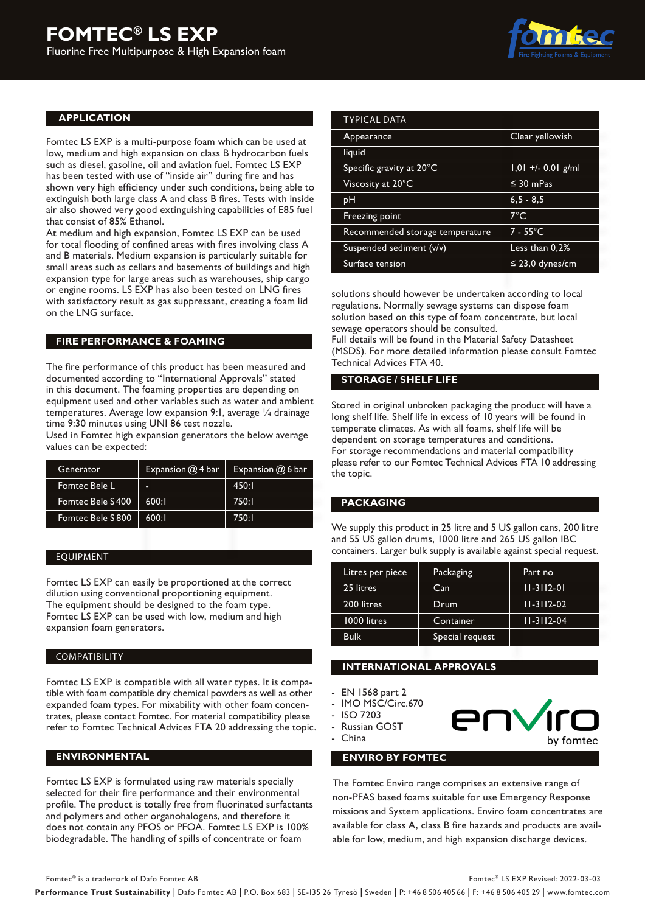# FOMTEC® LS EXP

Fluorine Free Multipurpose & High Expansion foam

## APPLICATION

Fomtec LS EXP is a multi-purpose foam which can be used at low, medium and high expansion on class B hydrocarbon fuels such as diesel, gasoline, oil and aviation fuel. Fomtec LS EXP has been tested with use of "inside air" during fire and has shown very high efficiency under such conditions, being able to extinguish both large class A and class B fires. Tests with inside air also showed very good extinguishing capabilities of E85 fuel that consist of 85% Ethanol.

At medium and high expansion, Fomtec LS EXP can be used for total flooding of confined areas with fires involving class A and B materials. Medium expansion is particularly suitable for small areas such as cellars and basements of buildings and high expansion type for large areas such as warehouses, ship cargo or engine rooms. LS EXP has also been tested on LNG fires with satisfactory result as gas suppressant, creating a foam lid on the LNG surface.

## FIRE PERFORMANCE & FOAMING

The fire performance of this product has been measured and documented according to "International Approvals" stated in this document. The foaming properties are depending on equipment used and other variables such as water and ambient temperatures. Average low expansion 9:1, average ¼ drainage time 9:30 minutes using UNI 86 test nozzle.

Used in Fomtec high expansion generators the below average values can be expected:

| Generator | Expansion @ 4 bar | Expansion @ 6 bar |
|---|---|---|
| Fomtec Bele L | - | 450:1 |
| Fomtec Bele S 400 | 600:1 | 750:1 |
| Fomtec Bele S 800 | 600:1 | 750:1 |

## EQUIPMENT

Fomtec LS EXP can easily be proportioned at the correct dilution using conventional proportioning equipment. The equipment should be designed to the foam type. Fomtec LS EXP can be used with low, medium and high expansion foam generators.

## COMPATIBILITY

Fomtec LS EXP is compatible with all water types. It is compatible with foam compatible dry chemical powders as well as other expanded foam types. For mixability with other foam concentrates, please contact Fomtec. For material compatibility please refer to Fomtec Technical Advices FTA 20 addressing the topic.

## ENVIRONMENTAL

Fomtec LS EXP is formulated using raw materials specially selected for their fire performance and their environmental profile. The product is totally free from fluorinated surfactants and polymers and other organohalogens, and therefore it does not contain any PFOS or PFOA. Fomtec LS EXP is 100% biodegradable. The handling of spills of concentrate or foam solutions should however be undertaken according to local regulations. Normally sewage systems can dispose foam solution based on this type of foam concentrate, but local sewage operators should be consulted.

Full details will be found in the Material Safety Datasheet (MSDS). For more detailed information please consult Fomtec Technical Advices FTA 40.

| TYPICAL DATA | |
|---|---|
| Appearance liquid | Clear yellowish |
| Specific gravity at 20°C | 1,01 +/- 0.01 g/ml |
| Viscosity at 20°C | ≤ 30 mPas |
| pH | 6,5 - 8,5 |
| Freezing point | 7°C |
| Recommended storage temperature | 7 - 55°C |
| Suspended sediment (v/v) | Less than 0,2% |
| Surface tension | ≤ 23,0 dynes/cm |

## STORAGE / SHELF LIFE

Stored in original unbroken packaging the product will have a long shelf life. Shelf life in excess of 10 years will be found in temperate climates. As with all foams, shelf life will be dependent on storage temperatures and conditions.

For storage recommendations and material compatibility please refer to our Fomtec Technical Advices FTA 10 addressing the topic.

## PACKAGING

We supply this product in 25 litre and 5 US gallon cans, 200 litre and 55 US gallon drums, 1000 litre and 265 US gallon IBC containers. Larger bulk supply is available against special request.

| Litres per piece | Packaging | Part no |
|---|---|---|
| 25 litres | Can | 11-3112-01 |
| 200 litres | Drum | 11-3112-02 |
| 1000 litres | Container | 11-3112-04 |
| Bulk | Special request | |

## INTERNATIONAL APPROVALS

- EN 1568 part 2
- IMO MSC/Circ.670
- ISO 7203
- Russian GOST
- China

enviro by fomtec

## ENVIRO BY FOMTEC

The Fomtec Enviro range comprises an extensive range of non-PFAS based foams suitable for use Emergency Response missions and System applications. Enviro foam concentrates are available for class A, class B fire hazards and products are available for low, medium, and high expansion discharge devices.

Fomtec® is a trademark of Dafo Fomtec AB

Fomtec® LS EXP Revised: 2022-03-03

**Performance Trust Sustainability** | Dafo Fomtec AB | P.O. Box 683 | SE-135 26 Tyresö | Sweden | P: +46 8 506 405 66 | F: +46 8 506 405 29 | www.fomtec.com